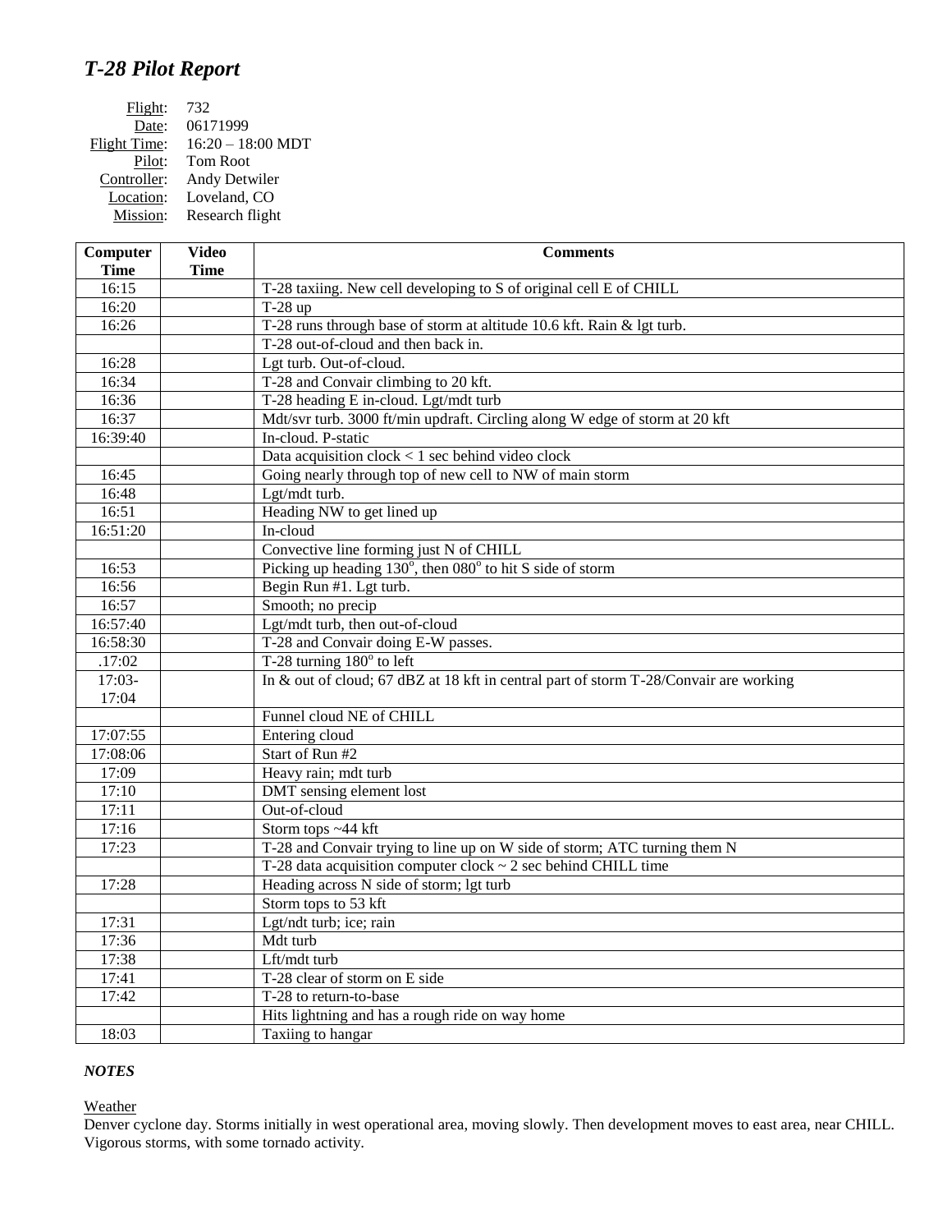## *T-28 Pilot Report*

Flight: 732
Date: 06171999
Flight Time: 16:20 – 18:00 MDT
Pilot: Tom Root
Controller: Andy Detwiler
Location: Loveland, CO
Mission: Research flight

| Computer Time | Video Time | Comments |
|---|---|---|
| 16:15 | | T-28 taxiing. New cell developing to S of original cell E of CHILL |
| 16:20 | | T-28 up |
| 16:26 | | T-28 runs through base of storm at altitude 10.6 kft. Rain & lgt turb. |
| | | T-28 out-of-cloud and then back in. |
| 16:28 | | Lgt turb. Out-of-cloud. |
| 16:34 | | T-28 and Convair climbing to 20 kft. |
| 16:36 | | T-28 heading E in-cloud. Lgt/mdt turb |
| 16:37 | | Mdt/svr turb. 3000 ft/min updraft. Circling along W edge of storm at 20 kft |
| 16:39:40 | | In-cloud. P-static |
| | | Data acquisition clock < 1 sec behind video clock |
| 16:45 | | Going nearly through top of new cell to NW of main storm |
| 16:48 | | Lgt/mdt turb. |
| 16:51 | | Heading NW to get lined up |
| 16:51:20 | | In-cloud |
| | | Convective line forming just N of CHILL |
| 16:53 | | Picking up heading 130°, then 080° to hit S side of storm |
| 16:56 | | Begin Run #1. Lgt turb. |
| 16:57 | | Smooth; no precip |
| 16:57:40 | | Lgt/mdt turb, then out-of-cloud |
| 16:58:30 | | T-28 and Convair doing E-W passes. |
| .17:02 | | T-28 turning 180° to left |
| 17:03-17:04 | | In & out of cloud; 67 dBZ at 18 kft in central part of storm T-28/Convair are working |
| | | Funnel cloud NE of CHILL |
| 17:07:55 | | Entering cloud |
| 17:08:06 | | Start of Run #2 |
| 17:09 | | Heavy rain; mdt turb |
| 17:10 | | DMT sensing element lost |
| 17:11 | | Out-of-cloud |
| 17:16 | | Storm tops ~44 kft |
| 17:23 | | T-28 and Convair trying to line up on W side of storm; ATC turning them N |
| | | T-28 data acquisition computer clock ~ 2 sec behind CHILL time |
| 17:28 | | Heading across N side of storm; lgt turb |
| | | Storm tops to 53 kft |
| 17:31 | | Lgt/ndt turb; ice; rain |
| 17:36 | | Mdt turb |
| 17:38 | | Lft/mdt turb |
| 17:41 | | T-28 clear of storm on E side |
| 17:42 | | T-28 to return-to-base |
| | | Hits lightning and has a rough ride on way home |
| 18:03 | | Taxiing to hangar |

### *NOTES*

Weather

Denver cyclone day. Storms initially in west operational area, moving slowly. Then development moves to east area, near CHILL. Vigorous storms, with some tornado activity.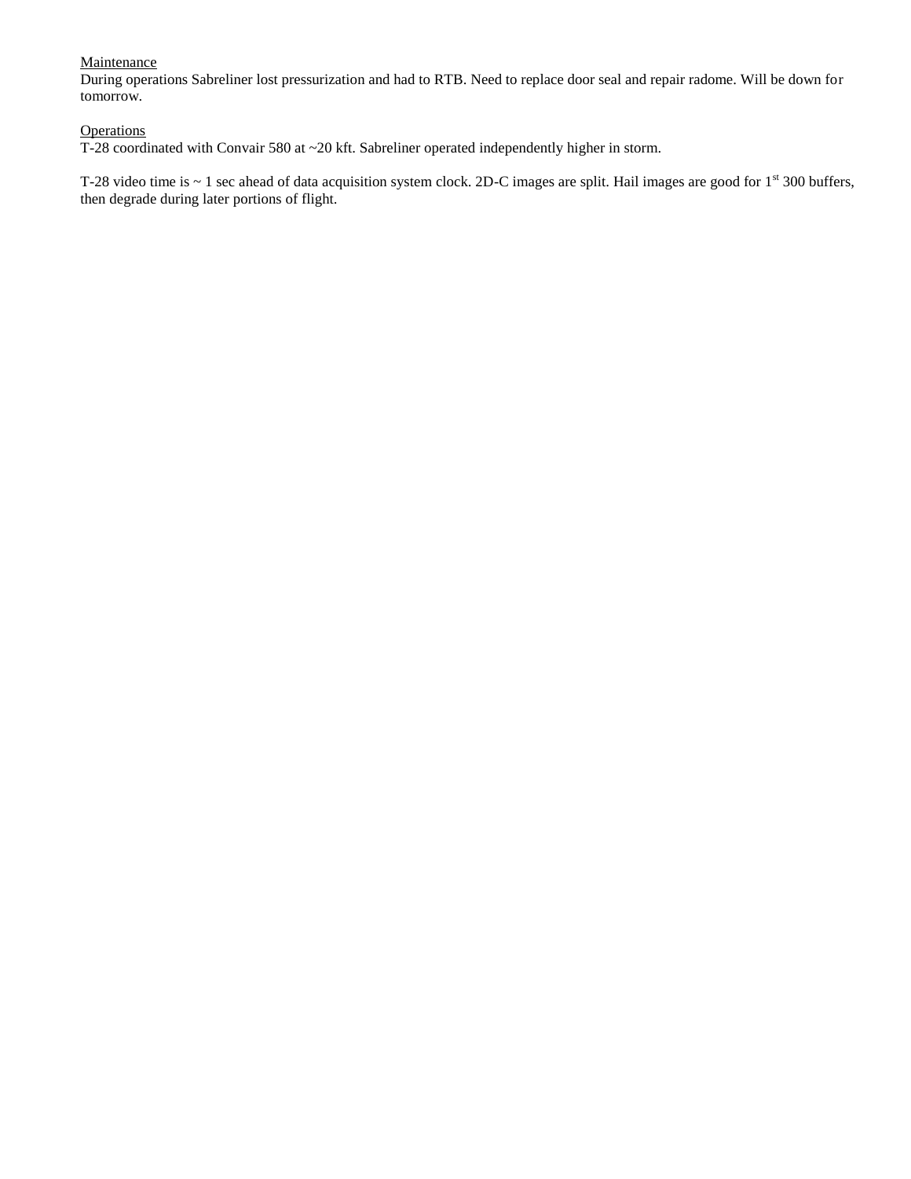Maintenance

During operations Sabreliner lost pressurization and had to RTB. Need to replace door seal and repair radome. Will be down for tomorrow.

Operations

T-28 coordinated with Convair 580 at ~20 kft. Sabreliner operated independently higher in storm.

T-28 video time is ~ 1 sec ahead of data acquisition system clock. 2D-C images are split. Hail images are good for 1st 300 buffers, then degrade during later portions of flight.